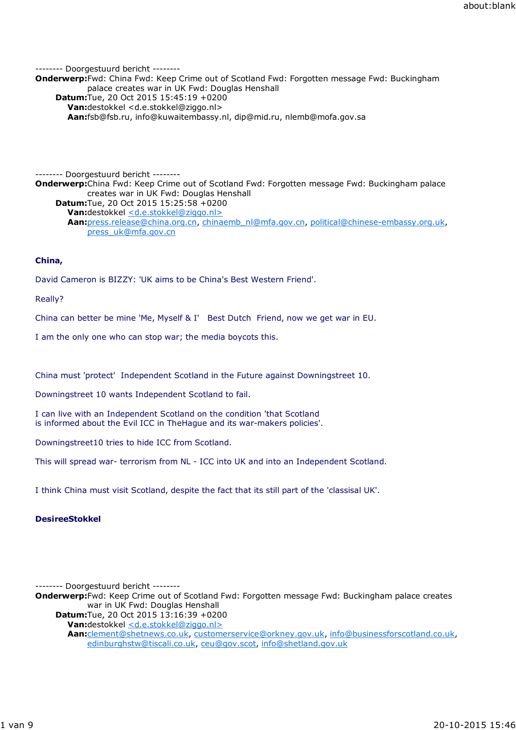-------- Doorgestuurd bericht --------

**Onderwerp:** Fwd: China Fwd: Keep Crime out of Scotland Fwd: Forgotten message Fwd: Buckingham palace creates war in UK Fwd: Douglas Henshall
**Datum:** Tue, 20 Oct 2015 15:45:19 +0200
**Van:** destokkel <d.e.stokkel@ziggo.nl>
**Aan:** fsb@fsb.ru, info@kuwaitembassy.nl, dip@mid.ru, nlemb@mofa.gov.sa

-------- Doorgestuurd bericht --------

**Onderwerp:** China Fwd: Keep Crime out of Scotland Fwd: Forgotten message Fwd: Buckingham palace creates war in UK Fwd: Douglas Henshall
**Datum:** Tue, 20 Oct 2015 15:25:58 +0200
**Van:** destokkel <d.e.stokkel@ziggo.nl>
**Aan:** press.release@china.org.cn, chinaemb_nl@mfa.gov.cn, political@chinese-embassy.org.uk, press_uk@mfa.gov.cn

**China,**

David Cameron is BIZZY: 'UK aims to be China's Best Western Friend'.

Really?

China can better be mine 'Me, Myself & I'   Best Dutch  Friend, now we get war in EU.

I am the only one who can stop war; the media boycots this.

China must 'protect'  Independent Scotland in the Future against Downingstreet 10.

Downingstreet 10 wants Independent Scotland to fail.

I can live with an Independent Scotland on the condition 'that Scotland is informed about the Evil ICC in TheHague and its war-makers policies'.

Downingstreet10 tries to hide ICC from Scotland.

This will spread war- terrorism from NL - ICC into UK and into an Independent Scotland.

I think China must visit Scotland, despite the fact that its still part of the 'classisal UK'.

**DesireeStokkel**

-------- Doorgestuurd bericht --------

**Onderwerp:** Fwd: Keep Crime out of Scotland Fwd: Forgotten message Fwd: Buckingham palace creates war in UK Fwd: Douglas Henshall
**Datum:** Tue, 20 Oct 2015 13:16:39 +0200
**Van:** destokkel <d.e.stokkel@ziggo.nl>
**Aan:** clement@shetnews.co.uk, customerservice@orkney.gov.uk, info@businessforscotland.co.uk, edinburghstw@tiscali.co.uk, ceu@gov.scot, info@shetland.gov.uk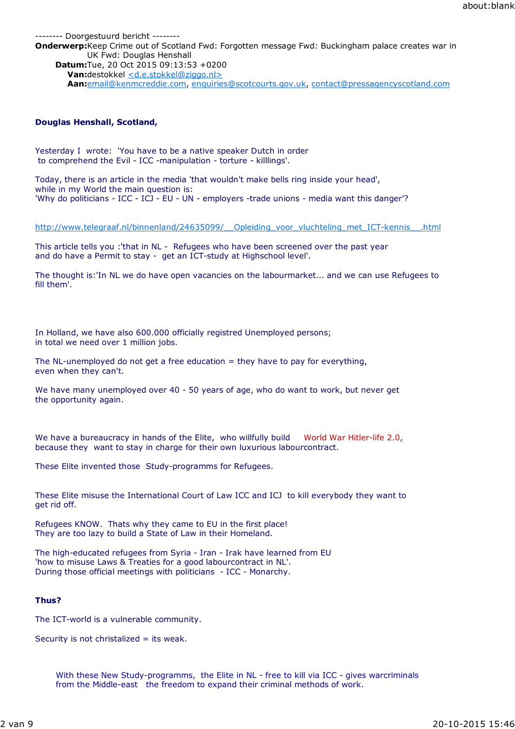-------- Doorgestuurd bericht --------

**Onderwerp:** Keep Crime out of Scotland Fwd: Forgotten message Fwd: Buckingham palace creates war in UK Fwd: Douglas Henshall
**Datum:** Tue, 20 Oct 2015 09:13:53 +0200
**Van:** destokkel <d.e.stokkel@ziggo.nl>
**Aan:** email@kenmcreddie.com, enquiries@scotcourts.gov.uk, contact@pressagencyscotland.com

**Douglas Henshall, Scotland,**

Yesterday I wrote: 'You have to be a native speaker Dutch in order
to comprehend the Evil - ICC -manipulation - torture - kilIlings'.

Today, there is an article in the media 'that wouldn't make bells ring inside your head',
while in my World the main question is:
'Why do politicians - ICC - ICJ - EU - UN - employers -trade unions - media want this danger'?

http://www.telegraaf.nl/binnenland/24635099/__Opleiding_voor_vluchteling_met_ICT-kennis__.html

This article tells you :'that in NL - Refugees who have been screened over the past year
and do have a Permit to stay - get an ICT-study at Highschool level'.

The thought is:'In NL we do have open vacancies on the labourmarket... and we can use Refugees to fill them'.

In Holland, we have also 600.000 officially registred Unemployed persons;
in total we need over 1 million jobs.

The NL-unemployed do not get a free education = they have to pay for everything,
even when they can't.

We have many unemployed over 40 - 50 years of age, who do want to work, but never get
the opportunity again.

We have a bureaucracy in hands of the Elite, who willfully build World War Hitler-life 2.0,
because they want to stay in charge for their own luxurious labourcontract.

These Elite invented those Study-programms for Refugees.

These Elite misuse the International Court of Law ICC and ICJ to kill everybody they want to
get rid off.

Refugees KNOW. Thats why they came to EU in the first place!
They are too lazy to build a State of Law in their Homeland.

The high-educated refugees from Syria - Iran - Irak have learned from EU
'how to misuse Laws & Treaties for a good labourcontract in NL'.
During those official meetings with politicians - ICC - Monarchy.

**Thus?**

The ICT-world is a vulnerable community.

Security is not christalized = its weak.

> With these New Study-programms, the Elite in NL - free to kill via ICC - gives warcriminals
> from the Middle-east the freedom to expand their criminal methods of work.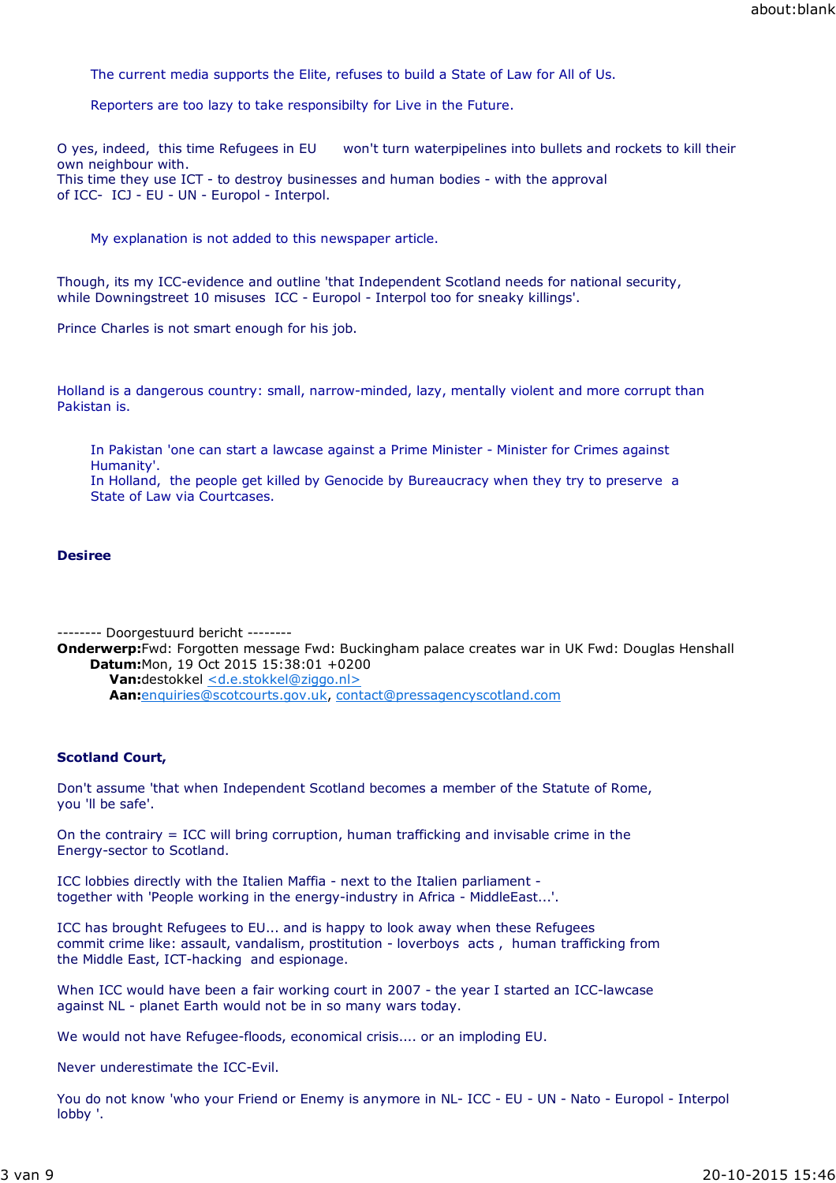The current media supports the Elite, refuses to build a State of Law for All of Us.

Reporters are too lazy to take responsibilty for Live in the Future.

O yes, indeed, this time Refugees in EU won't turn waterpipelines into bullets and rockets to kill their own neighbour with.
This time they use ICT - to destroy businesses and human bodies - with the approval of ICC- ICJ - EU - UN - Europol - Interpol.

My explanation is not added to this newspaper article.

Though, its my ICC-evidence and outline 'that Independent Scotland needs for national security, while Downingstreet 10 misuses ICC - Europol - Interpol too for sneaky killings'.

Prince Charles is not smart enough for his job.

Holland is a dangerous country: small, narrow-minded, lazy, mentally violent and more corrupt than Pakistan is.

In Pakistan 'one can start a lawcase against a Prime Minister - Minister for Crimes against Humanity'.
In Holland, the people get killed by Genocide by Bureaucracy when they try to preserve a State of Law via Courtcases.

**Desiree**

-------- Doorgestuurd bericht --------
**Onderwerp:**Fwd: Forgotten message Fwd: Buckingham palace creates war in UK Fwd: Douglas Henshall
**Datum:**Mon, 19 Oct 2015 15:38:01 +0200
**Van:**destokkel <d.e.stokkel@ziggo.nl>
**Aan:**enquiries@scotcourts.gov.uk, contact@pressagencyscotland.com

**Scotland Court,**

Don't assume 'that when Independent Scotland becomes a member of the Statute of Rome, you 'll be safe'.

On the contrairy = ICC will bring corruption, human trafficking and invisable crime in the Energy-sector to Scotland.

ICC lobbies directly with the Italien Maffia - next to the Italien parliament - together with 'People working in the energy-industry in Africa - MiddleEast...'.

ICC has brought Refugees to EU... and is happy to look away when these Refugees commit crime like: assault, vandalism, prostitution - loverboys acts , human trafficking from the Middle East, ICT-hacking and espionage.

When ICC would have been a fair working court in 2007 - the year I started an ICC-lawcase against NL - planet Earth would not be in so many wars today.

We would not have Refugee-floods, economical crisis.... or an imploding EU.

Never underestimate the ICC-Evil.

You do not know 'who your Friend or Enemy is anymore in NL- ICC - EU - UN - Nato - Europol - Interpol lobby '.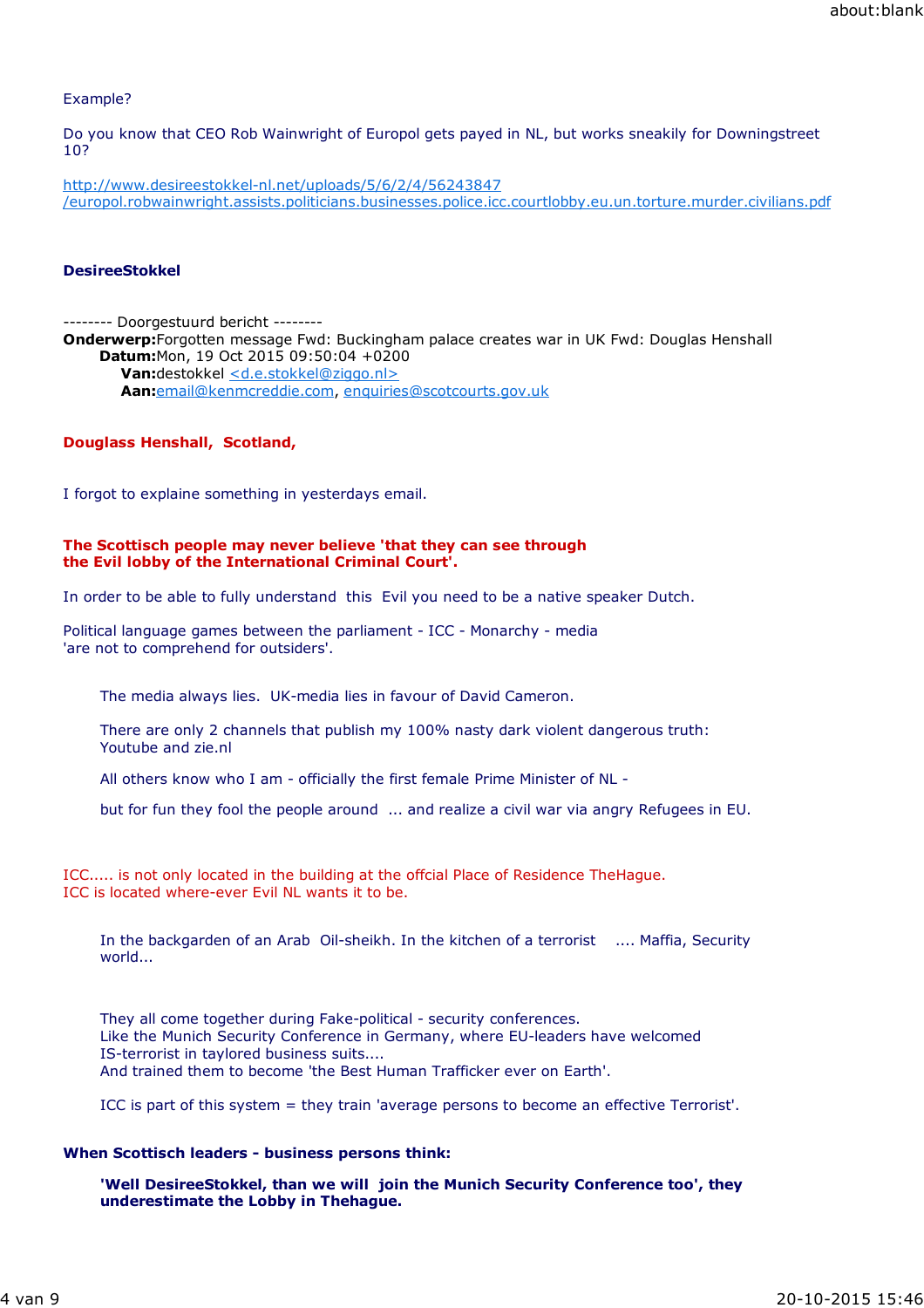Example?

Do you know that CEO Rob Wainwright of Europol gets payed in NL, but works sneakily for Downingstreet 10?

[http://www.desireestokkel-nl.net/uploads/5/6/2/4/56243847/europol.robwainwright.assists.politicians.businesses.police.icc.courtlobby.eu.un.torture.murder.civilians.pdf](http://www.desireestokkel-nl.net/uploads/5/6/2/4/56243847/europol.robwainwright.assists.politicians.businesses.police.icc.courtlobby.eu.un.torture.murder.civilians.pdf)

**DesireeStokkel**

-------- Doorgestuurd bericht --------
**Onderwerp:** Forgotten message Fwd: Buckingham palace creates war in UK Fwd: Douglas Henshall
**Datum:** Mon, 19 Oct 2015 09:50:04 +0200
**Van:** destokkel <d.e.stokkel@ziggo.nl>
**Aan:** email@kenmcreddie.com, enquiries@scotcourts.gov.uk

**Douglass Henshall, Scotland,**

I forgot to explain something in yesterdays email.

**The Scottisch people may never believe 'that they can see through the Evil lobby of the International Criminal Court'.**

In order to be able to fully understand this Evil you need to be a native speaker Dutch.

Political language games between the parliament - ICC - Monarchy - media 'are not to comprehend for outsiders'.

> The media always lies. UK-media lies in favour of David Cameron.
>
> There are only 2 channels that publish my 100% nasty dark violent dangerous truth: Youtube and zie.nl
>
> All others know who I am - officially the first female Prime Minister of NL -
>
> but for fun they fool the people around ... and realize a civil war via angry Refugees in EU.

ICC..... is not only located in the building at the offcial Place of Residence TheHague.
ICC is located where-ever Evil NL wants it to be.

> In the backgarden of an Arab Oil-sheikh. In the kitchen of a terrorist .... Maffia, Security world...
>
> They all come together during Fake-political - security conferences.
> Like the Munich Security Conference in Germany, where EU-leaders have welcomed IS-terrorist in taylored business suits....
> And trained them to become 'the Best Human Trafficker ever on Earth'.
>
> ICC is part of this system = they train 'average persons to become an effective Terrorist'.

**When Scottisch leaders - business persons think:**

> **'Well DesireeStokkel, than we will join the Munich Security Conference too', they underestimate the Lobby in Thehague.**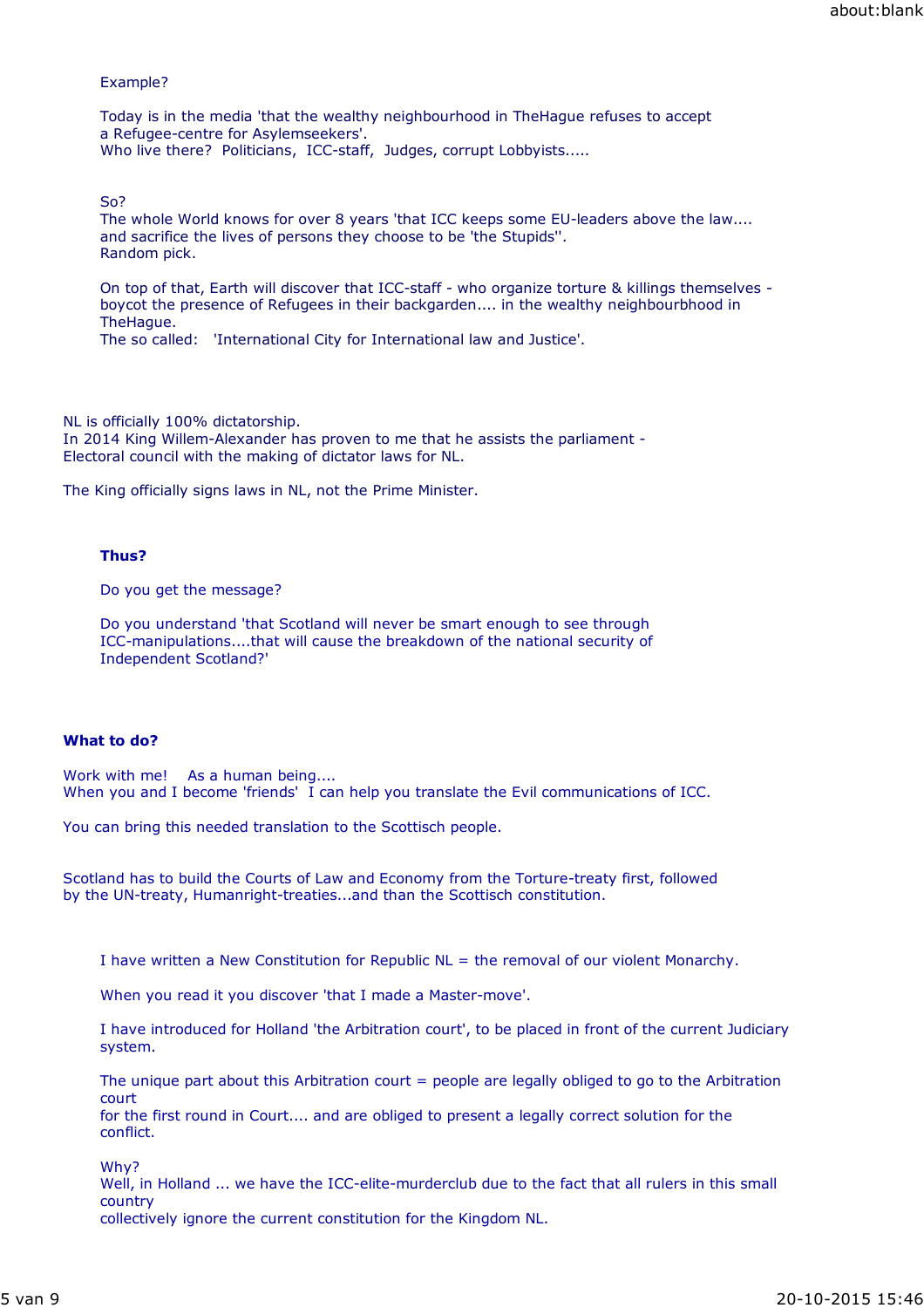Example?

Today is in the media 'that the wealthy neighbourhood in TheHague refuses to accept
a Refugee-centre for Asylemseekers'.
Who live there? Politicians, ICC-staff, Judges, corrupt Lobbyists.....

So?
The whole World knows for over 8 years 'that ICC keeps some EU-leaders above the law....
and sacrifice the lives of persons they choose to be 'the Stupids''.
Random pick.

On top of that, Earth will discover that ICC-staff - who organize torture & killings themselves -
boycot the presence of Refugees in their backgarden.... in the wealthy neighbourbhood in
TheHague.
The so called: 'International City for International law and Justice'.

NL is officially 100% dictatorship.
In 2014 King Willem-Alexander has proven to me that he assists the parliament -
Electoral council with the making of dictator laws for NL.

The King officially signs laws in NL, not the Prime Minister.

**Thus?**

Do you get the message?

Do you understand 'that Scotland will never be smart enough to see through
ICC-manipulations....that will cause the breakdown of the national security of
Independent Scotland?'

**What to do?**

Work with me! As a human being....
When you and I become 'friends' I can help you translate the Evil communications of ICC.

You can bring this needed translation to the Scottisch people.

Scotland has to build the Courts of Law and Economy from the Torture-treaty first, followed
by the UN-treaty, Humanright-treaties...and than the Scottisch constitution.

I have written a New Constitution for Republic NL = the removal of our violent Monarchy.

When you read it you discover 'that I made a Master-move'.

I have introduced for Holland 'the Arbitration court', to be placed in front of the current Judiciary
system.

The unique part about this Arbitration court = people are legally obliged to go to the Arbitration
court
for the first round in Court.... and are obliged to present a legally correct solution for the
conflict.

Why?
Well, in Holland ... we have the ICC-elite-murderclub due to the fact that all rulers in this small
country
collectively ignore the current constitution for the Kingdom NL.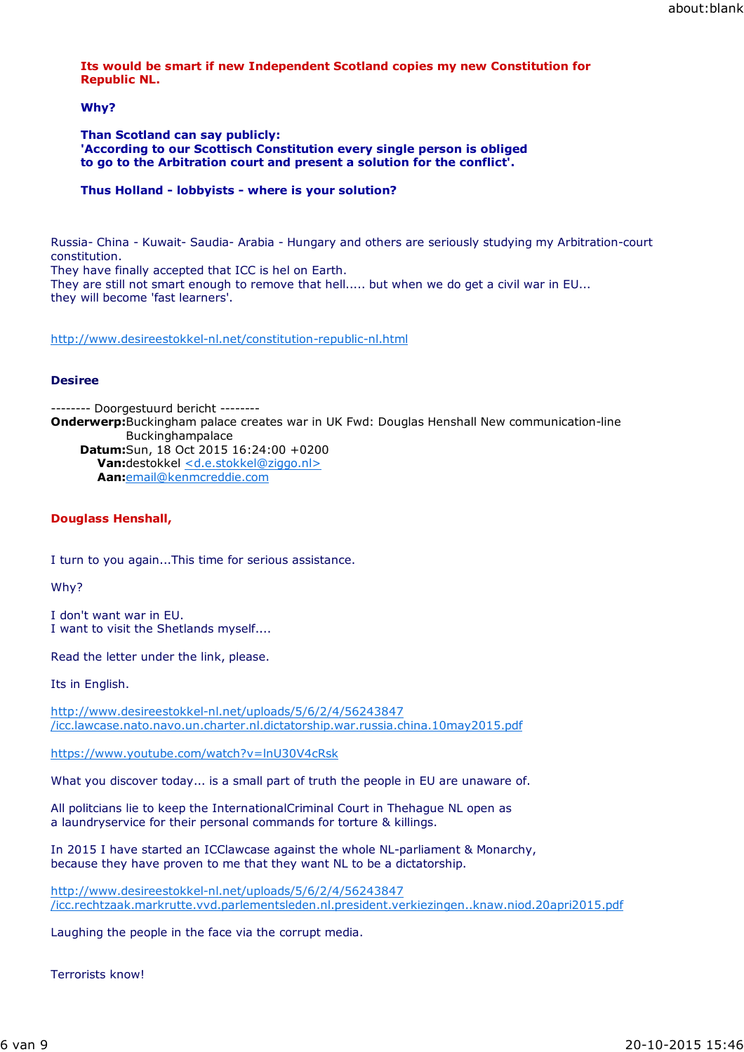**Its would be smart if new Independent Scotland copies my new Constitution for Republic NL.**

**Why?**

**Than Scotland can say publicly:**
**'According to our Scottisch Constitution every single person is obliged to go to the Arbitration court and present a solution for the conflict'.**

**Thus Holland - lobbyists - where is your solution?**

Russia- China - Kuwait- Saudia- Arabia - Hungary and others are seriously studying my Arbitration-court constitution.
They have finally accepted that ICC is hel on Earth.
They are still not smart enough to remove that hell..... but when we do get a civil war in EU...
they will become 'fast learners'.

http://www.desireestokkel-nl.net/constitution-republic-nl.html

**Desiree**

-------- Doorgestuurd bericht --------
**Onderwerp:** Buckingham palace creates war in UK Fwd: Douglas Henshall New communication-line Buckinghampalace
**Datum:** Sun, 18 Oct 2015 16:24:00 +0200
**Van:** destokkel <d.e.stokkel@ziggo.nl>
**Aan:** email@kenmcreddie.com

**Douglass Henshall,**

I turn to you again...This time for serious assistance.

Why?

I don't want war in EU.
I want to visit the Shetlands myself....

Read the letter under the link, please.

Its in English.

http://www.desireestokkel-nl.net/uploads/5/6/2/4/56243847/icc.lawcase.nato.navo.un.charter.nl.dictatorship.war.russia.china.10may2015.pdf

https://www.youtube.com/watch?v=lnU30V4cRsk

What you discover today... is a small part of truth the people in EU are unaware of.

All politcians lie to keep the InternationalCriminal Court in Thehague NL open as a laundryservice for their personal commands for torture & killings.

In 2015 I have started an ICClawcase against the whole NL-parliament & Monarchy, because they have proven to me that they want NL to be a dictatorship.

http://www.desireestokkel-nl.net/uploads/5/6/2/4/56243847/icc.rechtzaak.markrutte.vvd.parlementsleden.nl.president.verkiezingen..knaw.niod.20apri2015.pdf

Laughing the people in the face via the corrupt media.

Terrorists know!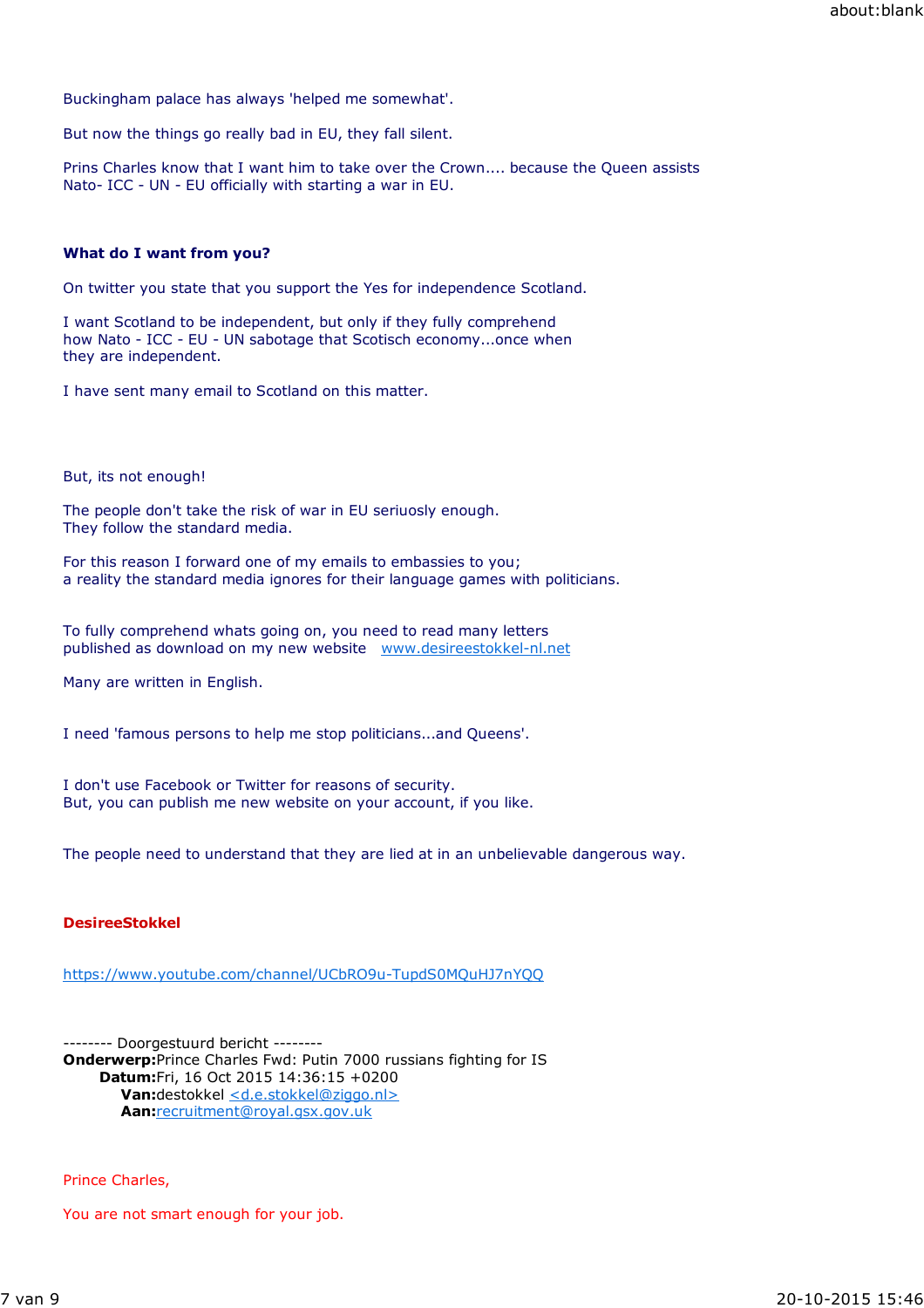Buckingham palace has always 'helped me somewhat'.

But now the things go really bad in EU, they fall silent.

Prins Charles know that I want him to take over the Crown.... because the Queen assists Nato- ICC - UN - EU officially with starting a war in EU.

**What do I want from you?**

On twitter you state that you support the Yes for independence Scotland.

I want Scotland to be independent, but only if they fully comprehend how Nato - ICC - EU - UN sabotage that Scotisch economy...once when they are independent.

I have sent many email to Scotland on this matter.

But, its not enough!

The people don't take the risk of war in EU seriuosly enough.
They follow the standard media.

For this reason I forward one of my emails to embassies to you;
a reality the standard media ignores for their language games with politicians.

To fully comprehend whats going on, you need to read many letters published as download on my new website www.desireestokkel-nl.net

Many are written in English.

I need 'famous persons to help me stop politicians...and Queens'.

I don't use Facebook or Twitter for reasons of security.
But, you can publish me new website on your account, if you like.

The people need to understand that they are lied at in an unbelievable dangerous way.

**DesireeStokkel**

https://www.youtube.com/channel/UCbRO9u-TupdS0MQuHJ7nYQQ

-------- Doorgestuurd bericht --------
**Onderwerp:** Prince Charles Fwd: Putin 7000 russians fighting for IS
**Datum:** Fri, 16 Oct 2015 14:36:15 +0200
**Van:** destokkel <d.e.stokkel@ziggo.nl>
**Aan:** recruitment@royal.gsx.gov.uk

Prince Charles,

You are not smart enough for your job.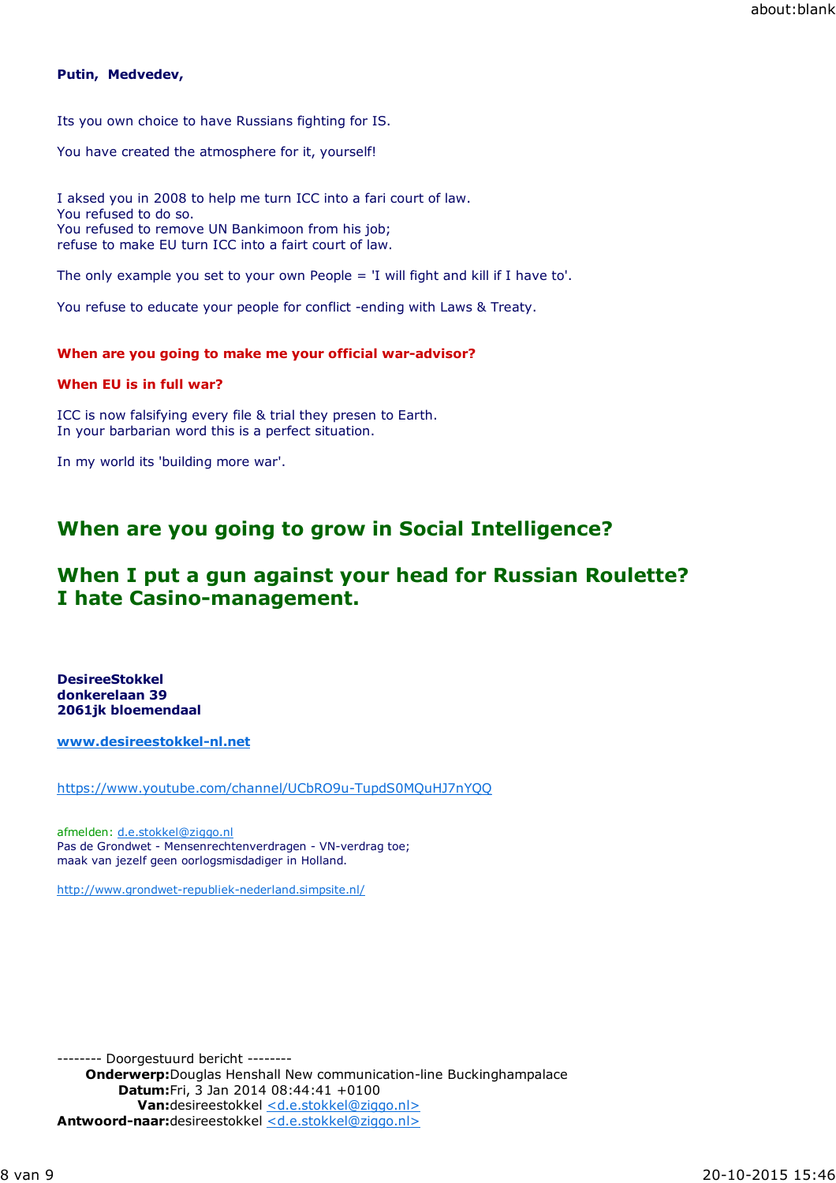**Putin, Medvedev,**

Its you own choice to have Russians fighting for IS.

You have created the atmosphere for it, yourself!

I aksed you in 2008 to help me turn ICC into a fari court of law.
You refused to do so.
You refused to remove UN Bankimoon from his job;
refuse to make EU turn ICC into a fairt court of law.

The only example you set to your own People = 'I will fight and kill if I have to'.

You refuse to educate your people for conflict -ending with Laws & Treaty.

**When are you going to make me your official war-advisor?**

**When EU is in full war?**

ICC is now falsifying every file & trial they presen to Earth.
In your barbarian word this is a perfect situation.

In my world its 'building more war'.

## When are you going to grow in Social Intelligence?

## When I put a gun against your head for Russian Roulette? I hate Casino-management.

**DesireeStokkel**
**donkerelaan 39**
**2061jk bloemendaal**

**[www.desireestokkel-nl.net](www.desireestokkel-nl.net)**

[https://www.youtube.com/channel/UCbRO9u-TupdS0MQuHJ7nYQQ](https://www.youtube.com/channel/UCbRO9u-TupdS0MQuHJ7nYQQ)

afmelden: [d.e.stokkel@ziggo.nl](mailto:d.e.stokkel@ziggo.nl)
Pas de Grondwet - Mensenrechtenverdragen - VN-verdrag toe;
maak van jezelf geen oorlogsmisdadiger in Holland.

[http://www.grondwet-republiek-nederland.simpsite.nl/](http://www.grondwet-republiek-nederland.simpsite.nl/)

-------- Doorgestuurd bericht --------
**Onderwerp:** Douglas Henshall New communication-line Buckinghampalace
**Datum:** Fri, 3 Jan 2014 08:44:41 +0100
**Van:** desireestokkel <d.e.stokkel@ziggo.nl>
**Antwoord-naar:** desireestokkel <d.e.stokkel@ziggo.nl>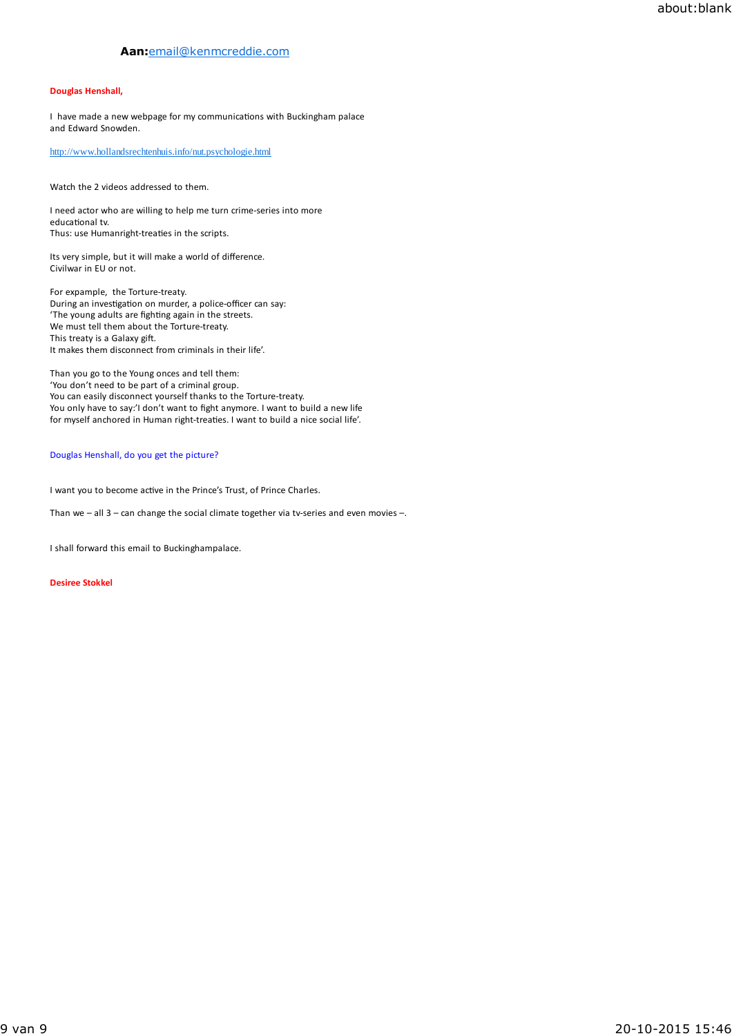**Aan:**email@kenmcreddie.com

**Douglas Henshall,**

I have made a new webpage for my communications with Buckingham palace
and Edward Snowden.

http://www.hollandsrechtenhuis.info/nut.psychologie.html

Watch the 2 videos addressed to them.

I need actor who are willing to help me turn crime-series into more
educational tv.
Thus: use Humanright-treaties in the scripts.

Its very simple, but it will make a world of difference.
Civilwar in EU or not.

For expample, the Torture-treaty.
During an investigation on murder, a police-officer can say:
'The young adults are fighting again in the streets.
We must tell them about the Torture-treaty.
This treaty is a Galaxy gift.
It makes them disconnect from criminals in their life'.

Than you go to the Young onces and tell them:
'You don't need to be part of a criminal group.
You can easily disconnect yourself thanks to the Torture-treaty.
You only have to say:'I don't want to fight anymore. I want to build a new life
for myself anchored in Human right-treaties. I want to build a nice social life'.

Douglas Henshall, do you get the picture?

I want you to become active in the Prince's Trust, of Prince Charles.

Than we – all 3 – can change the social climate together via tv-series and even movies –.

I shall forward this email to Buckinghampalace.

**Desiree Stokkel**